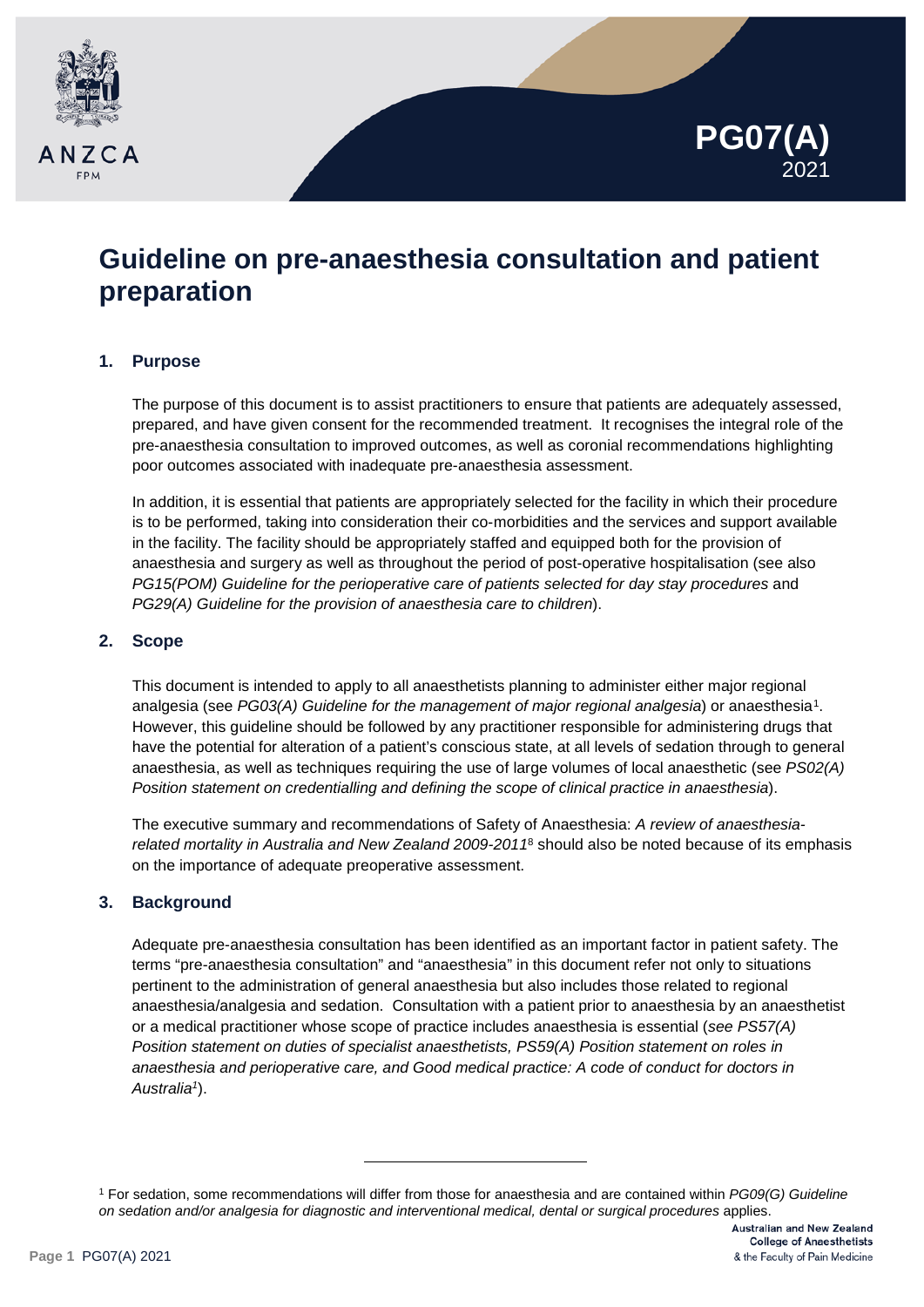PG07(A) 2021

# Guideline on pre-anaesthesia consultation and patient preparation

## 1. Purpose

The purpose of this document is to assist practitioners to ensure that patients are adequately assessed, prepared, and have given consent for the recommended treatment. It recognises the integral role of the pre-anaesthesia consultation to improved outcomes, as well as coronial recommendations highlighting poor outcomes associated with inadequate pre-anaesthesia assessment.

In addition, it is essential that patients are appropriately selected for the facility in which their procedure is to be performed, taking into consideration their co-morbidities and the services and support available in the facility. The facility should be appropriately staffed and equipped both for the provision of anaesthesia and surgery as well as throughout the period of post-operative hospitalisation (see also *PG15(POM) Guideline for the perioperative care of patients selected for day stay procedures* and *PG29(A) Guideline for the provision of anaesthesia care to children*).

## 2. Scope

This document is intended to apply to all anaesthetists planning to administer either major regional analgesia (see *PG03(A) Guideline for the management of major regional analgesia*) or anaesthesia[1]. However, this guideline should be followed by any practitioner responsible for administering drugs that have the potential for alteration of a patient's conscious state, at all levels of sedation through to general anaesthesia, as well as techniques requiring the use of large volumes of local anaesthetic (see *PS02(A) Position statement on credentialling and defining the scope of clinical practice in anaesthesia*).

The executive summary and recommendations of Safety of Anaesthesia: *A review of anaesthesia-related mortality in Australia and New Zealand 2009-2011*[8] should also be noted because of its emphasis on the importance of adequate preoperative assessment.

## 3. Background

Adequate pre-anaesthesia consultation has been identified as an important factor in patient safety. The terms "pre-anaesthesia consultation" and "anaesthesia" in this document refer not only to situations pertinent to the administration of general anaesthesia but also includes those related to regional anaesthesia/analgesia and sedation. Consultation with a patient prior to anaesthesia by an anaesthetist or a medical practitioner whose scope of practice includes anaesthesia is essential (*see PS57(A) Position statement on duties of specialist anaesthetists, PS59(A) Position statement on roles in anaesthesia and perioperative care, and Good medical practice: A code of conduct for doctors in Australia*[1]).

---

[1] For sedation, some recommendations will differ from those for anaesthesia and are contained within *PG09(G) Guideline on sedation and/or analgesia for diagnostic and interventional medical, dental or surgical procedures* applies.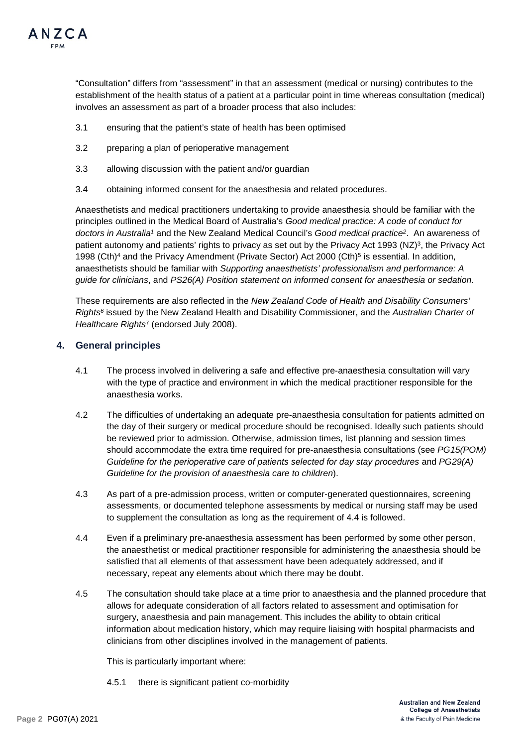"Consultation" differs from "assessment" in that an assessment (medical or nursing) contributes to the establishment of the health status of a patient at a particular point in time whereas consultation (medical) involves an assessment as part of a broader process that also includes:

3.1 ensuring that the patient's state of health has been optimised

3.2 preparing a plan of perioperative management

3.3 allowing discussion with the patient and/or guardian

3.4 obtaining informed consent for the anaesthesia and related procedures.

Anaesthetists and medical practitioners undertaking to provide anaesthesia should be familiar with the principles outlined in the Medical Board of Australia's *Good medical practice: A code of conduct for doctors in Australia*[1] and the New Zealand Medical Council's *Good medical practice*[2]. An awareness of patient autonomy and patients' rights to privacy as set out by the Privacy Act 1993 (NZ)[3], the Privacy Act 1998 (Cth)[4] and the Privacy Amendment (Private Sector) Act 2000 (Cth)[5] is essential. In addition, anaesthetists should be familiar with *Supporting anaesthetists' professionalism and performance: A guide for clinicians*, and *PS26(A) Position statement on informed consent for anaesthesia or sedation*.

These requirements are also reflected in the *New Zealand Code of Health and Disability Consumers' Rights*[6] issued by the New Zealand Health and Disability Commissioner, and the *Australian Charter of Healthcare Rights*[7] (endorsed July 2008).

## 4. General principles

4.1 The process involved in delivering a safe and effective pre-anaesthesia consultation will vary with the type of practice and environment in which the medical practitioner responsible for the anaesthesia works.

4.2 The difficulties of undertaking an adequate pre-anaesthesia consultation for patients admitted on the day of their surgery or medical procedure should be recognised. Ideally such patients should be reviewed prior to admission. Otherwise, admission times, list planning and session times should accommodate the extra time required for pre-anaesthesia consultations (see *PG15(POM) Guideline for the perioperative care of patients selected for day stay procedures* and *PG29(A) Guideline for the provision of anaesthesia care to children*).

4.3 As part of a pre-admission process, written or computer-generated questionnaires, screening assessments, or documented telephone assessments by medical or nursing staff may be used to supplement the consultation as long as the requirement of 4.4 is followed.

4.4 Even if a preliminary pre-anaesthesia assessment has been performed by some other person, the anaesthetist or medical practitioner responsible for administering the anaesthesia should be satisfied that all elements of that assessment have been adequately addressed, and if necessary, repeat any elements about which there may be doubt.

4.5 The consultation should take place at a time prior to anaesthesia and the planned procedure that allows for adequate consideration of all factors related to assessment and optimisation for surgery, anaesthesia and pain management. This includes the ability to obtain critical information about medication history, which may require liaising with hospital pharmacists and clinicians from other disciplines involved in the management of patients.

This is particularly important where:

4.5.1 there is significant patient co-morbidity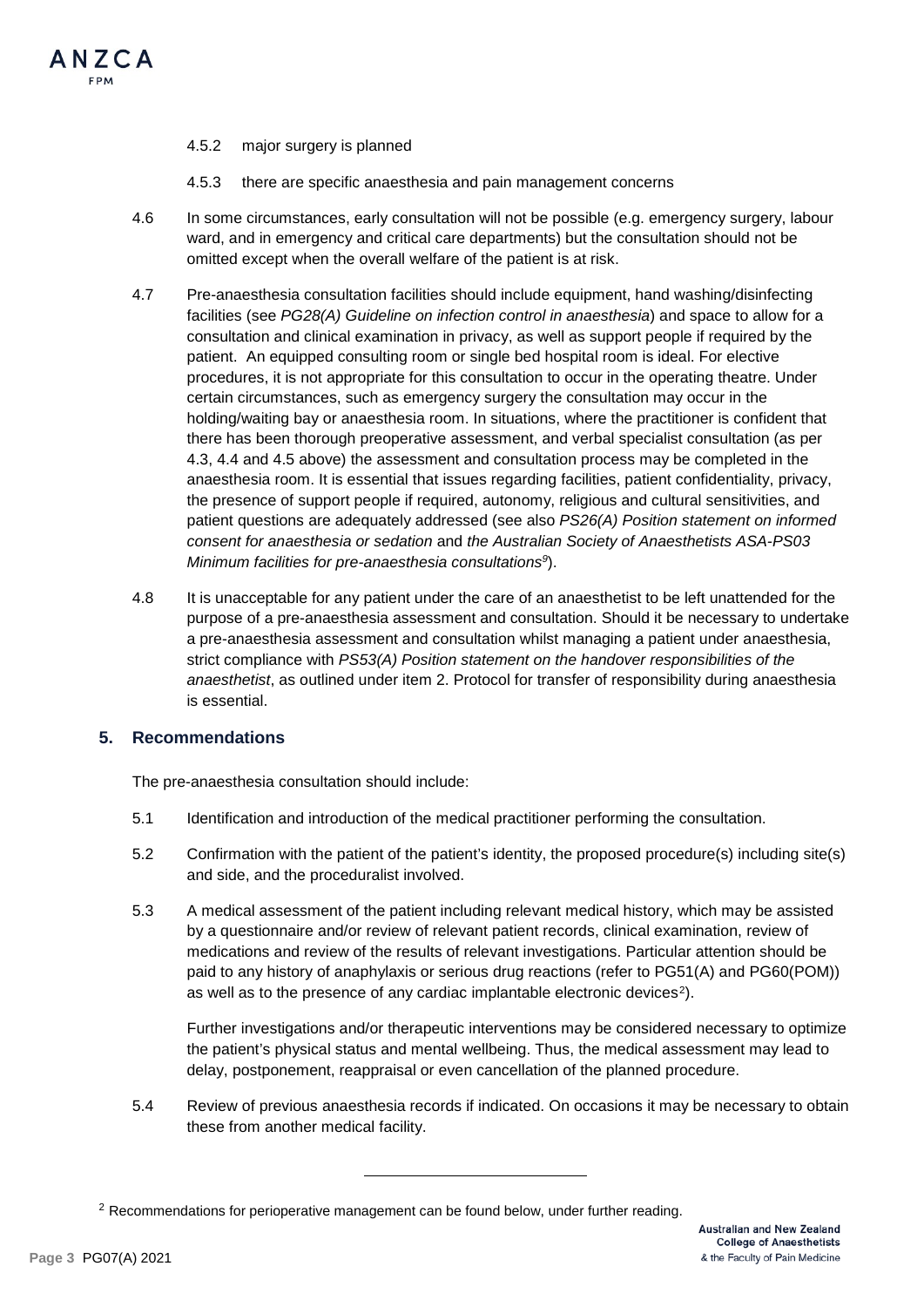4.5.2 major surgery is planned

4.5.3 there are specific anaesthesia and pain management concerns

4.6 In some circumstances, early consultation will not be possible (e.g. emergency surgery, labour ward, and in emergency and critical care departments) but the consultation should not be omitted except when the overall welfare of the patient is at risk.

4.7 Pre-anaesthesia consultation facilities should include equipment, hand washing/disinfecting facilities (see *PG28(A) Guideline on infection control in anaesthesia*) and space to allow for a consultation and clinical examination in privacy, as well as support people if required by the patient. An equipped consulting room or single bed hospital room is ideal. For elective procedures, it is not appropriate for this consultation to occur in the operating theatre. Under certain circumstances, such as emergency surgery the consultation may occur in the holding/waiting bay or anaesthesia room. In situations, where the practitioner is confident that there has been thorough preoperative assessment, and verbal specialist consultation (as per 4.3, 4.4 and 4.5 above) the assessment and consultation process may be completed in the anaesthesia room. It is essential that issues regarding facilities, patient confidentiality, privacy, the presence of support people if required, autonomy, religious and cultural sensitivities, and patient questions are adequately addressed (see also *PS26(A) Position statement on informed consent for anaesthesia or sedation* and *the Australian Society of Anaesthetists ASA-PS03 Minimum facilities for pre-anaesthesia consultations*[9]).

4.8 It is unacceptable for any patient under the care of an anaesthetist to be left unattended for the purpose of a pre-anaesthesia assessment and consultation. Should it be necessary to undertake a pre-anaesthesia assessment and consultation whilst managing a patient under anaesthesia, strict compliance with *PS53(A) Position statement on the handover responsibilities of the anaesthetist*, as outlined under item 2. Protocol for transfer of responsibility during anaesthesia is essential.

## 5. Recommendations

The pre-anaesthesia consultation should include:

5.1 Identification and introduction of the medical practitioner performing the consultation.

5.2 Confirmation with the patient of the patient's identity, the proposed procedure(s) including site(s) and side, and the proceduralist involved.

5.3 A medical assessment of the patient including relevant medical history, which may be assisted by a questionnaire and/or review of relevant patient records, clinical examination, review of medications and review of the results of relevant investigations. Particular attention should be paid to any history of anaphylaxis or serious drug reactions (refer to PG51(A) and PG60(POM)) as well as to the presence of any cardiac implantable electronic devices[2]).

Further investigations and/or therapeutic interventions may be considered necessary to optimize the patient's physical status and mental wellbeing. Thus, the medical assessment may lead to delay, postponement, reappraisal or even cancellation of the planned procedure.

5.4 Review of previous anaesthesia records if indicated. On occasions it may be necessary to obtain these from another medical facility.

---

[2] Recommendations for perioperative management can be found below, under further reading.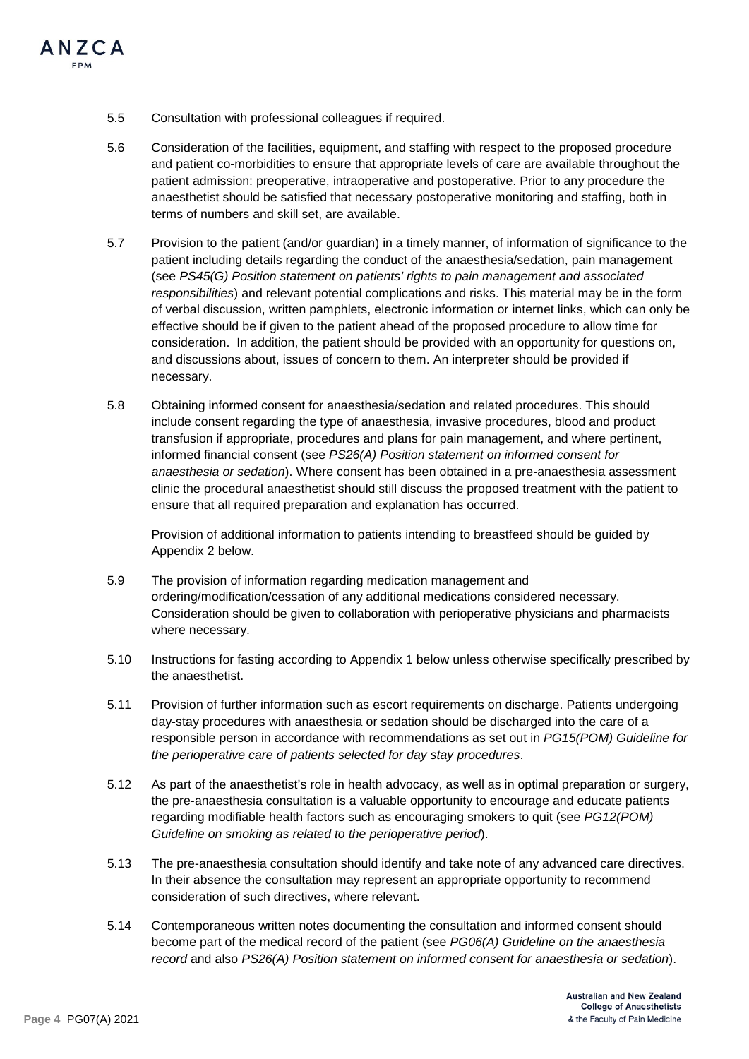5.5 Consultation with professional colleagues if required.

5.6 Consideration of the facilities, equipment, and staffing with respect to the proposed procedure and patient co-morbidities to ensure that appropriate levels of care are available throughout the patient admission: preoperative, intraoperative and postoperative. Prior to any procedure the anaesthetist should be satisfied that necessary postoperative monitoring and staffing, both in terms of numbers and skill set, are available.

5.7 Provision to the patient (and/or guardian) in a timely manner, of information of significance to the patient including details regarding the conduct of the anaesthesia/sedation, pain management (see *PS45(G) Position statement on patients' rights to pain management and associated responsibilities*) and relevant potential complications and risks. This material may be in the form of verbal discussion, written pamphlets, electronic information or internet links, which can only be effective should be if given to the patient ahead of the proposed procedure to allow time for consideration. In addition, the patient should be provided with an opportunity for questions on, and discussions about, issues of concern to them. An interpreter should be provided if necessary.

5.8 Obtaining informed consent for anaesthesia/sedation and related procedures. This should include consent regarding the type of anaesthesia, invasive procedures, blood and product transfusion if appropriate, procedures and plans for pain management, and where pertinent, informed financial consent (see *PS26(A) Position statement on informed consent for anaesthesia or sedation*). Where consent has been obtained in a pre-anaesthesia assessment clinic the procedural anaesthetist should still discuss the proposed treatment with the patient to ensure that all required preparation and explanation has occurred.

    Provision of additional information to patients intending to breastfeed should be guided by Appendix 2 below.

5.9 The provision of information regarding medication management and ordering/modification/cessation of any additional medications considered necessary. Consideration should be given to collaboration with perioperative physicians and pharmacists where necessary.

5.10 Instructions for fasting according to Appendix 1 below unless otherwise specifically prescribed by the anaesthetist.

5.11 Provision of further information such as escort requirements on discharge. Patients undergoing day-stay procedures with anaesthesia or sedation should be discharged into the care of a responsible person in accordance with recommendations as set out in *PG15(POM) Guideline for the perioperative care of patients selected for day stay procedures*.

5.12 As part of the anaesthetist's role in health advocacy, as well as in optimal preparation or surgery, the pre-anaesthesia consultation is a valuable opportunity to encourage and educate patients regarding modifiable health factors such as encouraging smokers to quit (see *PG12(POM) Guideline on smoking as related to the perioperative period*).

5.13 The pre-anaesthesia consultation should identify and take note of any advanced care directives. In their absence the consultation may represent an appropriate opportunity to recommend consideration of such directives, where relevant.

5.14 Contemporaneous written notes documenting the consultation and informed consent should become part of the medical record of the patient (see *PG06(A) Guideline on the anaesthesia record* and also *PS26(A) Position statement on informed consent for anaesthesia or sedation*).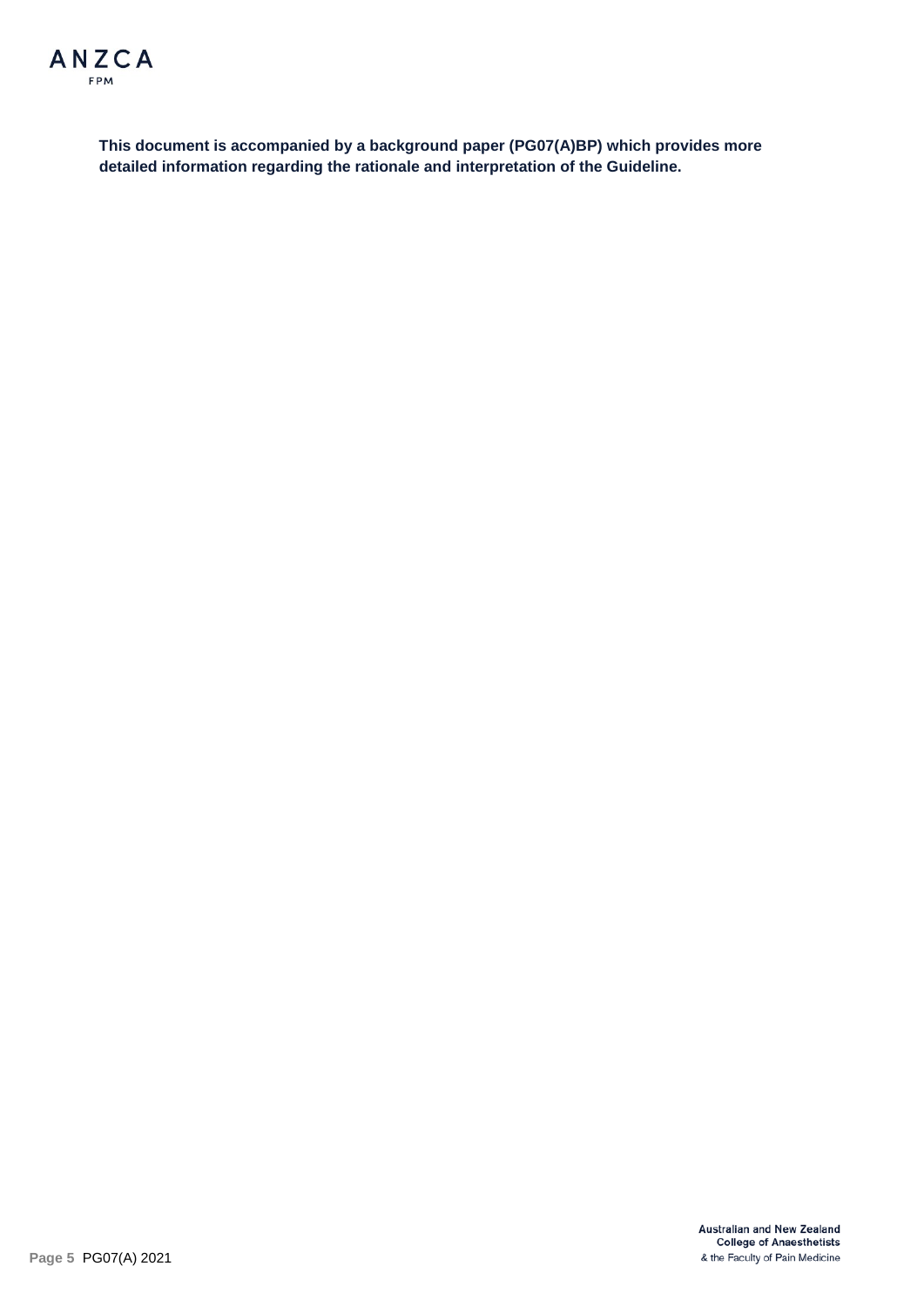**This document is accompanied by a background paper (PG07(A)BP) which provides more detailed information regarding the rationale and interpretation of the Guideline.**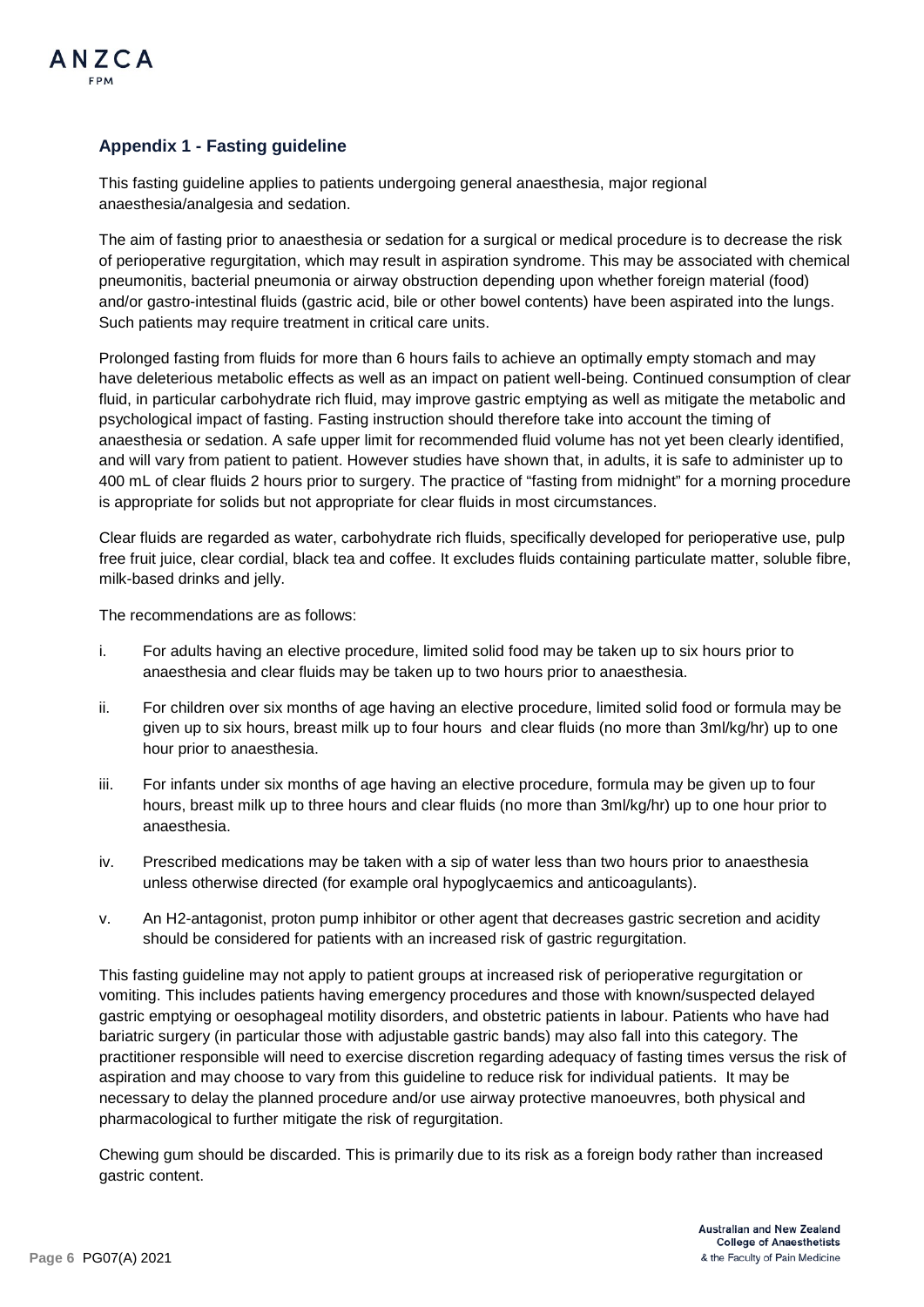## Appendix 1 - Fasting guideline

This fasting guideline applies to patients undergoing general anaesthesia, major regional anaesthesia/analgesia and sedation.

The aim of fasting prior to anaesthesia or sedation for a surgical or medical procedure is to decrease the risk of perioperative regurgitation, which may result in aspiration syndrome. This may be associated with chemical pneumonitis, bacterial pneumonia or airway obstruction depending upon whether foreign material (food) and/or gastro-intestinal fluids (gastric acid, bile or other bowel contents) have been aspirated into the lungs. Such patients may require treatment in critical care units.

Prolonged fasting from fluids for more than 6 hours fails to achieve an optimally empty stomach and may have deleterious metabolic effects as well as an impact on patient well-being. Continued consumption of clear fluid, in particular carbohydrate rich fluid, may improve gastric emptying as well as mitigate the metabolic and psychological impact of fasting. Fasting instruction should therefore take into account the timing of anaesthesia or sedation. A safe upper limit for recommended fluid volume has not yet been clearly identified, and will vary from patient to patient. However studies have shown that, in adults, it is safe to administer up to 400 mL of clear fluids 2 hours prior to surgery. The practice of "fasting from midnight" for a morning procedure is appropriate for solids but not appropriate for clear fluids in most circumstances.

Clear fluids are regarded as water, carbohydrate rich fluids, specifically developed for perioperative use, pulp free fruit juice, clear cordial, black tea and coffee. It excludes fluids containing particulate matter, soluble fibre, milk-based drinks and jelly.

The recommendations are as follows:

i. For adults having an elective procedure, limited solid food may be taken up to six hours prior to anaesthesia and clear fluids may be taken up to two hours prior to anaesthesia.

ii. For children over six months of age having an elective procedure, limited solid food or formula may be given up to six hours, breast milk up to four hours and clear fluids (no more than 3ml/kg/hr) up to one hour prior to anaesthesia.

iii. For infants under six months of age having an elective procedure, formula may be given up to four hours, breast milk up to three hours and clear fluids (no more than 3ml/kg/hr) up to one hour prior to anaesthesia.

iv. Prescribed medications may be taken with a sip of water less than two hours prior to anaesthesia unless otherwise directed (for example oral hypoglycaemics and anticoagulants).

v. An H2-antagonist, proton pump inhibitor or other agent that decreases gastric secretion and acidity should be considered for patients with an increased risk of gastric regurgitation.

This fasting guideline may not apply to patient groups at increased risk of perioperative regurgitation or vomiting. This includes patients having emergency procedures and those with known/suspected delayed gastric emptying or oesophageal motility disorders, and obstetric patients in labour. Patients who have had bariatric surgery (in particular those with adjustable gastric bands) may also fall into this category. The practitioner responsible will need to exercise discretion regarding adequacy of fasting times versus the risk of aspiration and may choose to vary from this guideline to reduce risk for individual patients. It may be necessary to delay the planned procedure and/or use airway protective manoeuvres, both physical and pharmacological to further mitigate the risk of regurgitation.

Chewing gum should be discarded. This is primarily due to its risk as a foreign body rather than increased gastric content.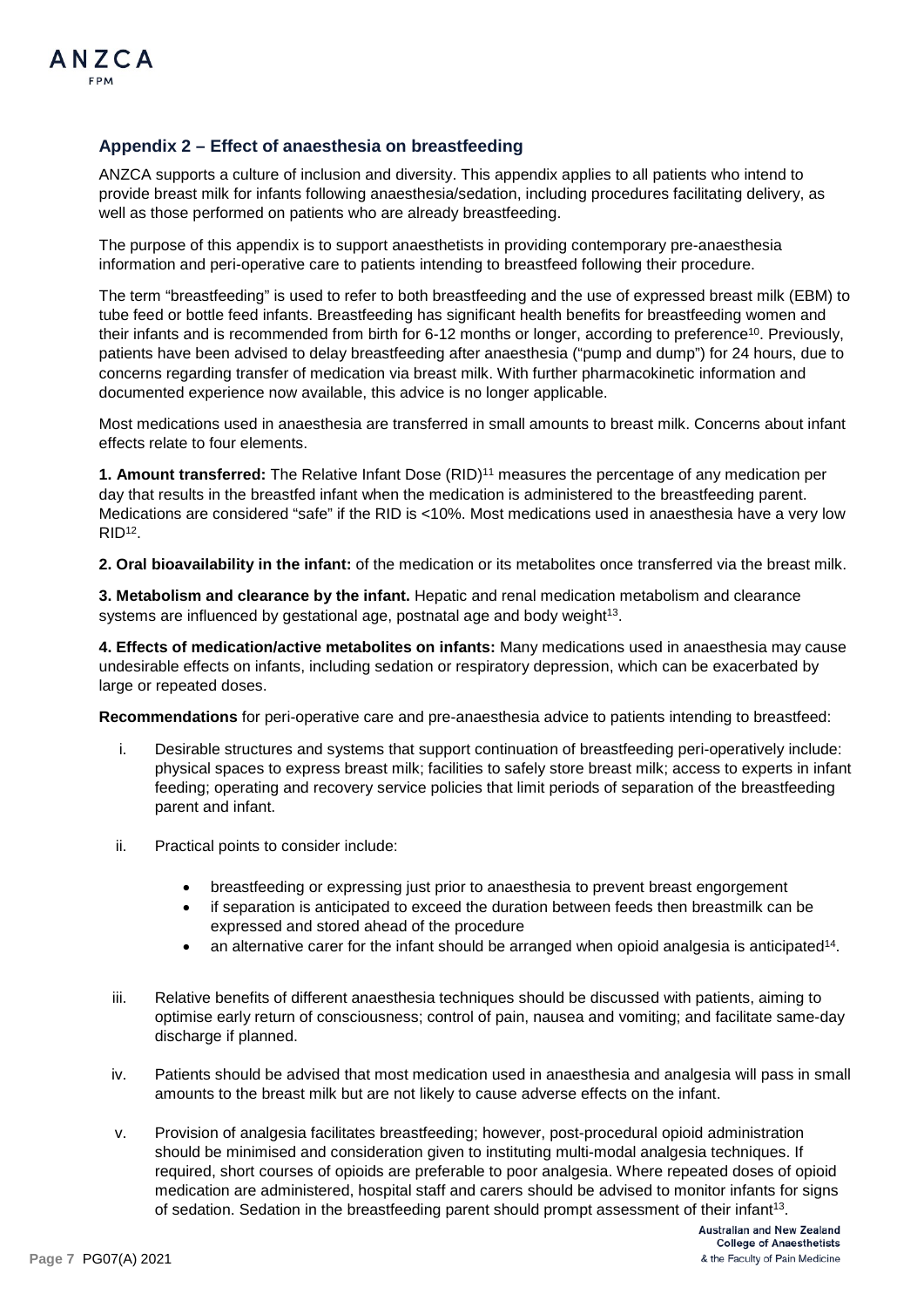## Appendix 2 – Effect of anaesthesia on breastfeeding

ANZCA supports a culture of inclusion and diversity. This appendix applies to all patients who intend to provide breast milk for infants following anaesthesia/sedation, including procedures facilitating delivery, as well as those performed on patients who are already breastfeeding.

The purpose of this appendix is to support anaesthetists in providing contemporary pre-anaesthesia information and peri-operative care to patients intending to breastfeed following their procedure.

The term "breastfeeding" is used to refer to both breastfeeding and the use of expressed breast milk (EBM) to tube feed or bottle feed infants. Breastfeeding has significant health benefits for breastfeeding women and their infants and is recommended from birth for 6-12 months or longer, according to preference[10]. Previously, patients have been advised to delay breastfeeding after anaesthesia ("pump and dump") for 24 hours, due to concerns regarding transfer of medication via breast milk. With further pharmacokinetic information and documented experience now available, this advice is no longer applicable.

Most medications used in anaesthesia are transferred in small amounts to breast milk. Concerns about infant effects relate to four elements.

**1. Amount transferred:** The Relative Infant Dose (RID)[11] measures the percentage of any medication per day that results in the breastfed infant when the medication is administered to the breastfeeding parent. Medications are considered "safe" if the RID is <10%. Most medications used in anaesthesia have a very low RID[12].

**2. Oral bioavailability in the infant:** of the medication or its metabolites once transferred via the breast milk.

**3. Metabolism and clearance by the infant.** Hepatic and renal medication metabolism and clearance systems are influenced by gestational age, postnatal age and body weight[13].

**4. Effects of medication/active metabolites on infants:** Many medications used in anaesthesia may cause undesirable effects on infants, including sedation or respiratory depression, which can be exacerbated by large or repeated doses.

**Recommendations** for peri-operative care and pre-anaesthesia advice to patients intending to breastfeed:

i. Desirable structures and systems that support continuation of breastfeeding peri-operatively include: physical spaces to express breast milk; facilities to safely store breast milk; access to experts in infant feeding; operating and recovery service policies that limit periods of separation of the breastfeeding parent and infant.

ii. Practical points to consider include:

- breastfeeding or expressing just prior to anaesthesia to prevent breast engorgement
- if separation is anticipated to exceed the duration between feeds then breastmilk can be expressed and stored ahead of the procedure
- an alternative carer for the infant should be arranged when opioid analgesia is anticipated[14].

iii. Relative benefits of different anaesthesia techniques should be discussed with patients, aiming to optimise early return of consciousness; control of pain, nausea and vomiting; and facilitate same-day discharge if planned.

iv. Patients should be advised that most medication used in anaesthesia and analgesia will pass in small amounts to the breast milk but are not likely to cause adverse effects on the infant.

v. Provision of analgesia facilitates breastfeeding; however, post-procedural opioid administration should be minimised and consideration given to instituting multi-modal analgesia techniques. If required, short courses of opioids are preferable to poor analgesia. Where repeated doses of opioid medication are administered, hospital staff and carers should be advised to monitor infants for signs of sedation. Sedation in the breastfeeding parent should prompt assessment of their infant[13].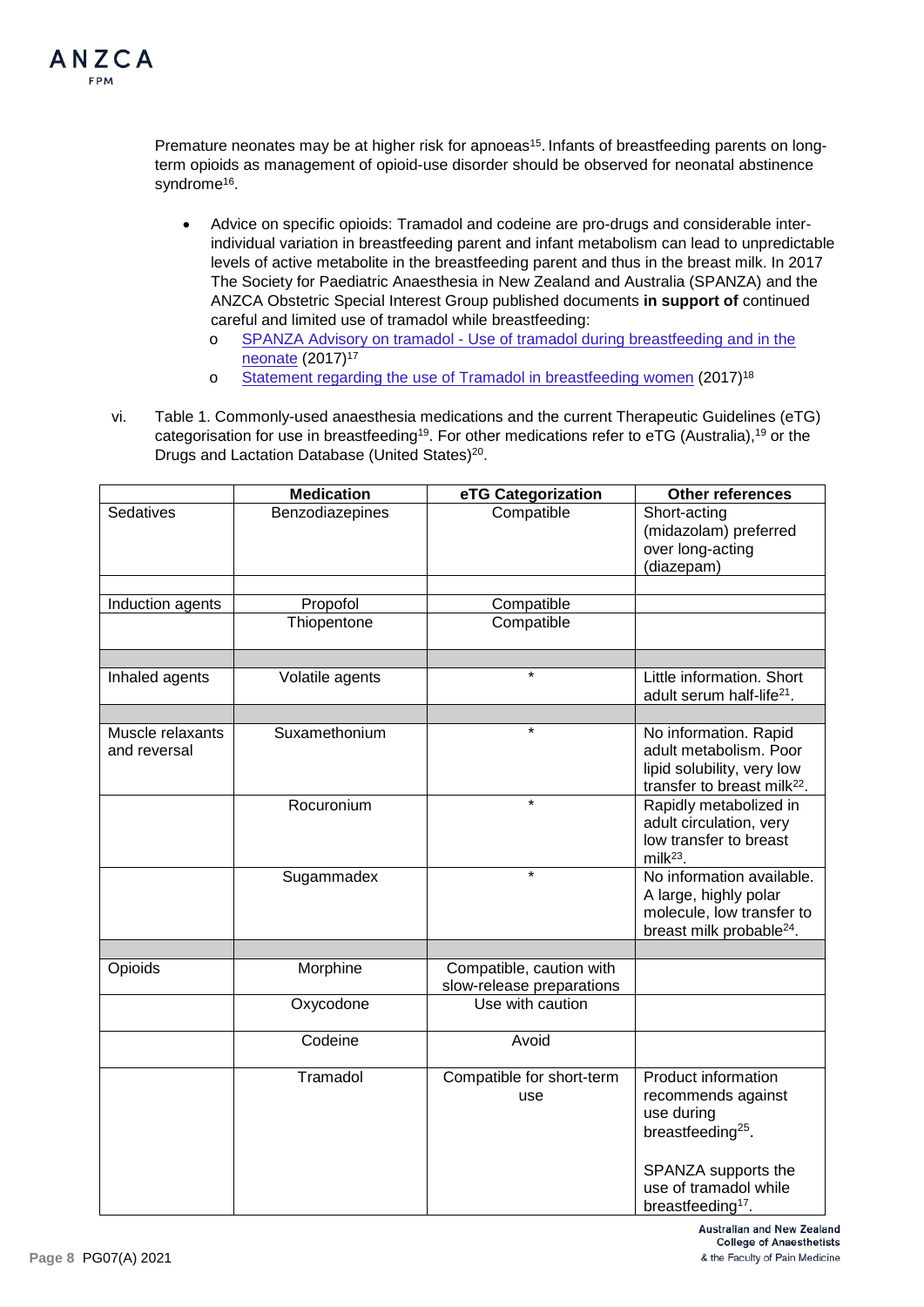Premature neonates may be at higher risk for apnoeas[15]. Infants of breastfeeding parents on long-term opioids as management of opioid-use disorder should be observed for neonatal abstinence syndrome[16].

- Advice on specific opioids: Tramadol and codeine are pro-drugs and considerable inter-individual variation in breastfeeding parent and infant metabolism can lead to unpredictable levels of active metabolite in the breastfeeding parent and thus in the breast milk. In 2017 The Society for Paediatric Anaesthesia in New Zealand and Australia (SPANZA) and the ANZCA Obstetric Special Interest Group published documents **in support of** continued careful and limited use of tramadol while breastfeeding:
  - SPANZA Advisory on tramadol - Use of tramadol during breastfeeding and in the neonate (2017)[17]
  - Statement regarding the use of Tramadol in breastfeeding women (2017)[18]

vi. Table 1. Commonly-used anaesthesia medications and the current Therapeutic Guidelines (eTG) categorisation for use in breastfeeding[19]. For other medications refer to eTG (Australia),[19] or the Drugs and Lactation Database (United States)[20].

| | Medication | eTG Categorization | Other references |
|---|---|---|---|
| Sedatives | Benzodiazepines | Compatible | Short-acting (midazolam) preferred over long-acting (diazepam) |
| | | | |
| Induction agents | Propofol | Compatible | |
| | Thiopentone | Compatible | |
| | | | |
| Inhaled agents | Volatile agents | * | Little information. Short adult serum half-life[21]. |
| | | | |
| Muscle relaxants and reversal | Suxamethonium | * | No information. Rapid adult metabolism. Poor lipid solubility, very low transfer to breast milk[22]. |
| | Rocuronium | * | Rapidly metabolized in adult circulation, very low transfer to breast milk[23]. |
| | Sugammadex | * | No information available. A large, highly polar molecule, low transfer to breast milk probable[24]. |
| | | | |
| Opioids | Morphine | Compatible, caution with slow-release preparations | |
| | Oxycodone | Use with caution | |
| | Codeine | Avoid | |
| | Tramadol | Compatible for short-term use | Product information recommends against use during breastfeeding[25]. SPANZA supports the use of tramadol while breastfeeding[17]. |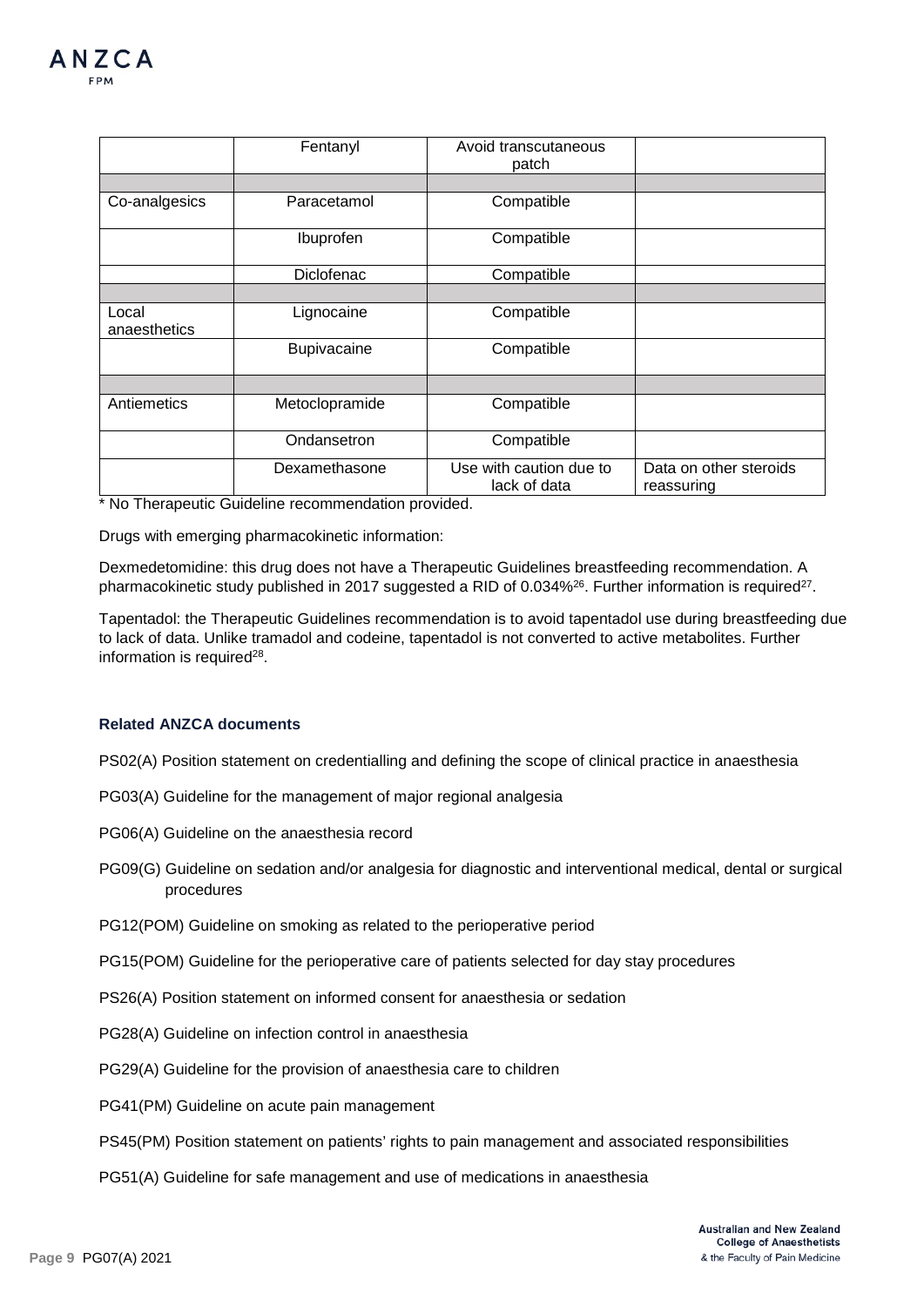| | | | |
|---|---|---|---|
| | Fentanyl | Avoid transcutaneous patch | |
| | | | |
| Co-analgesics | Paracetamol | Compatible | |
| | Ibuprofen | Compatible | |
| | Diclofenac | Compatible | |
| | | | |
| Local anaesthetics | Lignocaine | Compatible | |
| | Bupivacaine | Compatible | |
| | | | |
| Antiemetics | Metoclopramide | Compatible | |
| | Ondansetron | Compatible | |
| | Dexamethasone | Use with caution due to lack of data | Data on other steroids reassuring |

* No Therapeutic Guideline recommendation provided.

Drugs with emerging pharmacokinetic information:

Dexmedetomidine: this drug does not have a Therapeutic Guidelines breastfeeding recommendation. A pharmacokinetic study published in 2017 suggested a RID of 0.034%[26]. Further information is required[27].

Tapentadol: the Therapeutic Guidelines recommendation is to avoid tapentadol use during breastfeeding due to lack of data. Unlike tramadol and codeine, tapentadol is not converted to active metabolites. Further information is required[28].

#### Related ANZCA documents

PS02(A) Position statement on credentialling and defining the scope of clinical practice in anaesthesia

PG03(A) Guideline for the management of major regional analgesia

PG06(A) Guideline on the anaesthesia record

PG09(G) Guideline on sedation and/or analgesia for diagnostic and interventional medical, dental or surgical procedures

PG12(POM) Guideline on smoking as related to the perioperative period

PG15(POM) Guideline for the perioperative care of patients selected for day stay procedures

PS26(A) Position statement on informed consent for anaesthesia or sedation

PG28(A) Guideline on infection control in anaesthesia

PG29(A) Guideline for the provision of anaesthesia care to children

PG41(PM) Guideline on acute pain management

PS45(PM) Position statement on patients' rights to pain management and associated responsibilities

PG51(A) Guideline for safe management and use of medications in anaesthesia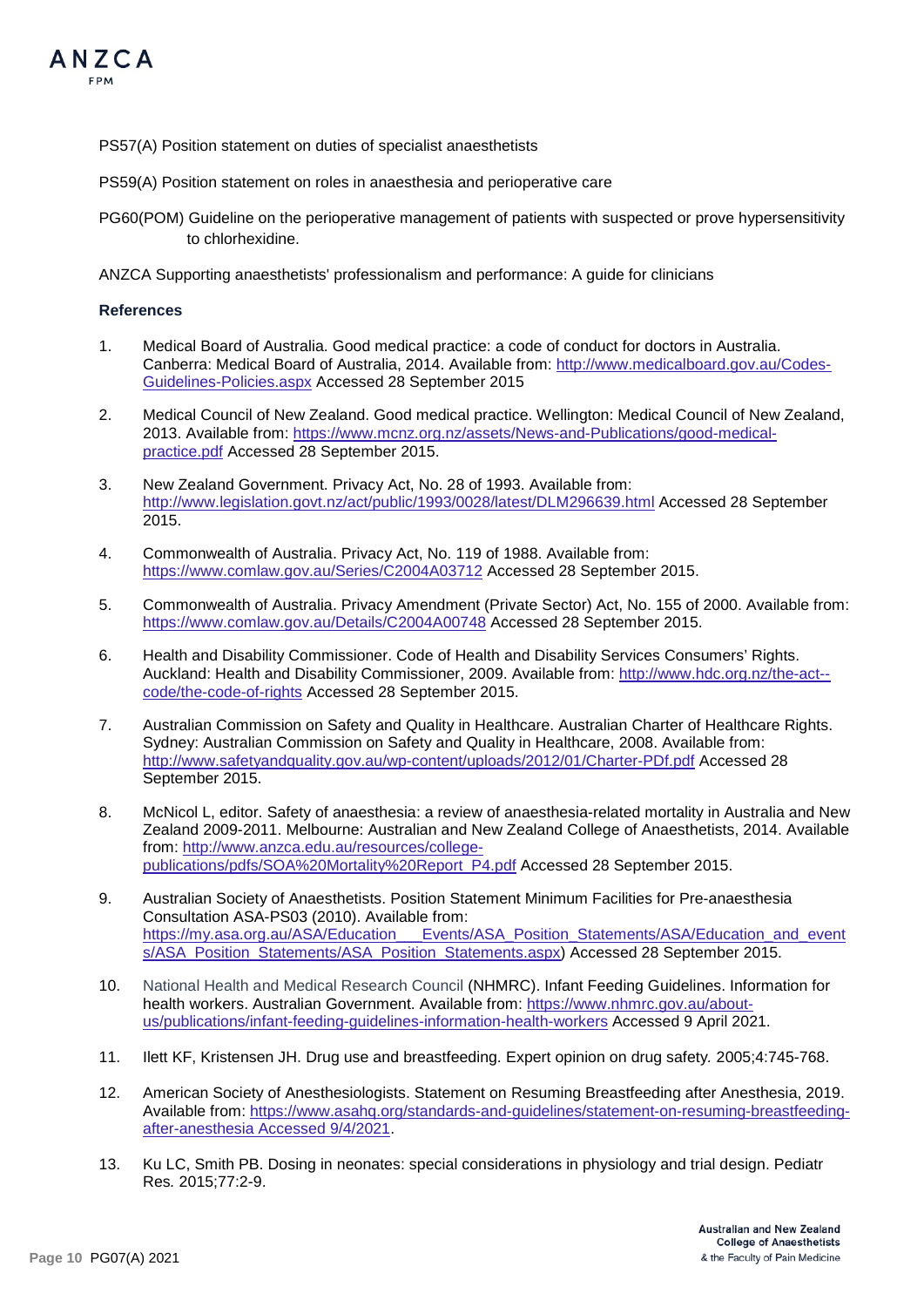PS57(A) Position statement on duties of specialist anaesthetists

PS59(A) Position statement on roles in anaesthesia and perioperative care

PG60(POM) Guideline on the perioperative management of patients with suspected or prove hypersensitivity to chlorhexidine.

ANZCA Supporting anaesthetists' professionalism and performance: A guide for clinicians

### References

1. Medical Board of Australia. Good medical practice: a code of conduct for doctors in Australia. Canberra: Medical Board of Australia, 2014. Available from: http://www.medicalboard.gov.au/Codes-Guidelines-Policies.aspx Accessed 28 September 2015

2. Medical Council of New Zealand. Good medical practice. Wellington: Medical Council of New Zealand, 2013. Available from: https://www.mcnz.org.nz/assets/News-and-Publications/good-medical-practice.pdf Accessed 28 September 2015.

3. New Zealand Government. Privacy Act, No. 28 of 1993. Available from: http://www.legislation.govt.nz/act/public/1993/0028/latest/DLM296639.html Accessed 28 September 2015.

4. Commonwealth of Australia. Privacy Act, No. 119 of 1988. Available from: https://www.comlaw.gov.au/Series/C2004A03712 Accessed 28 September 2015.

5. Commonwealth of Australia. Privacy Amendment (Private Sector) Act, No. 155 of 2000. Available from: https://www.comlaw.gov.au/Details/C2004A00748 Accessed 28 September 2015.

6. Health and Disability Commissioner. Code of Health and Disability Services Consumers' Rights. Auckland: Health and Disability Commissioner, 2009. Available from: http://www.hdc.org.nz/the-act--code/the-code-of-rights Accessed 28 September 2015.

7. Australian Commission on Safety and Quality in Healthcare. Australian Charter of Healthcare Rights. Sydney: Australian Commission on Safety and Quality in Healthcare, 2008. Available from: http://www.safetyandquality.gov.au/wp-content/uploads/2012/01/Charter-PDf.pdf Accessed 28 September 2015.

8. McNicol L, editor. Safety of anaesthesia: a review of anaesthesia-related mortality in Australia and New Zealand 2009-2011. Melbourne: Australian and New Zealand College of Anaesthetists, 2014. Available from: http://www.anzca.edu.au/resources/college-publications/pdfs/SOA%20Mortality%20Report_P4.pdf Accessed 28 September 2015.

9. Australian Society of Anaesthetists. Position Statement Minimum Facilities for Pre-anaesthesia Consultation ASA-PS03 (2010). Available from: https://my.asa.org.au/ASA/Education___Events/ASA_Position_Statements/ASA/Education_and_events/ASA_Position_Statements/ASA_Position_Statements.aspx) Accessed 28 September 2015.

10. National Health and Medical Research Council (NHMRC). Infant Feeding Guidelines. Information for health workers. Australian Government. Available from: https://www.nhmrc.gov.au/about-us/publications/infant-feeding-guidelines-information-health-workers Accessed 9 April 2021.

11. Ilett KF, Kristensen JH. Drug use and breastfeeding. Expert opinion on drug safety. 2005;4:745-768.

12. American Society of Anesthesiologists. Statement on Resuming Breastfeeding after Anesthesia, 2019. Available from: https://www.asahq.org/standards-and-guidelines/statement-on-resuming-breastfeeding-after-anesthesia Accessed 9/4/2021.

13. Ku LC, Smith PB. Dosing in neonates: special considerations in physiology and trial design. Pediatr Res. 2015;77:2-9.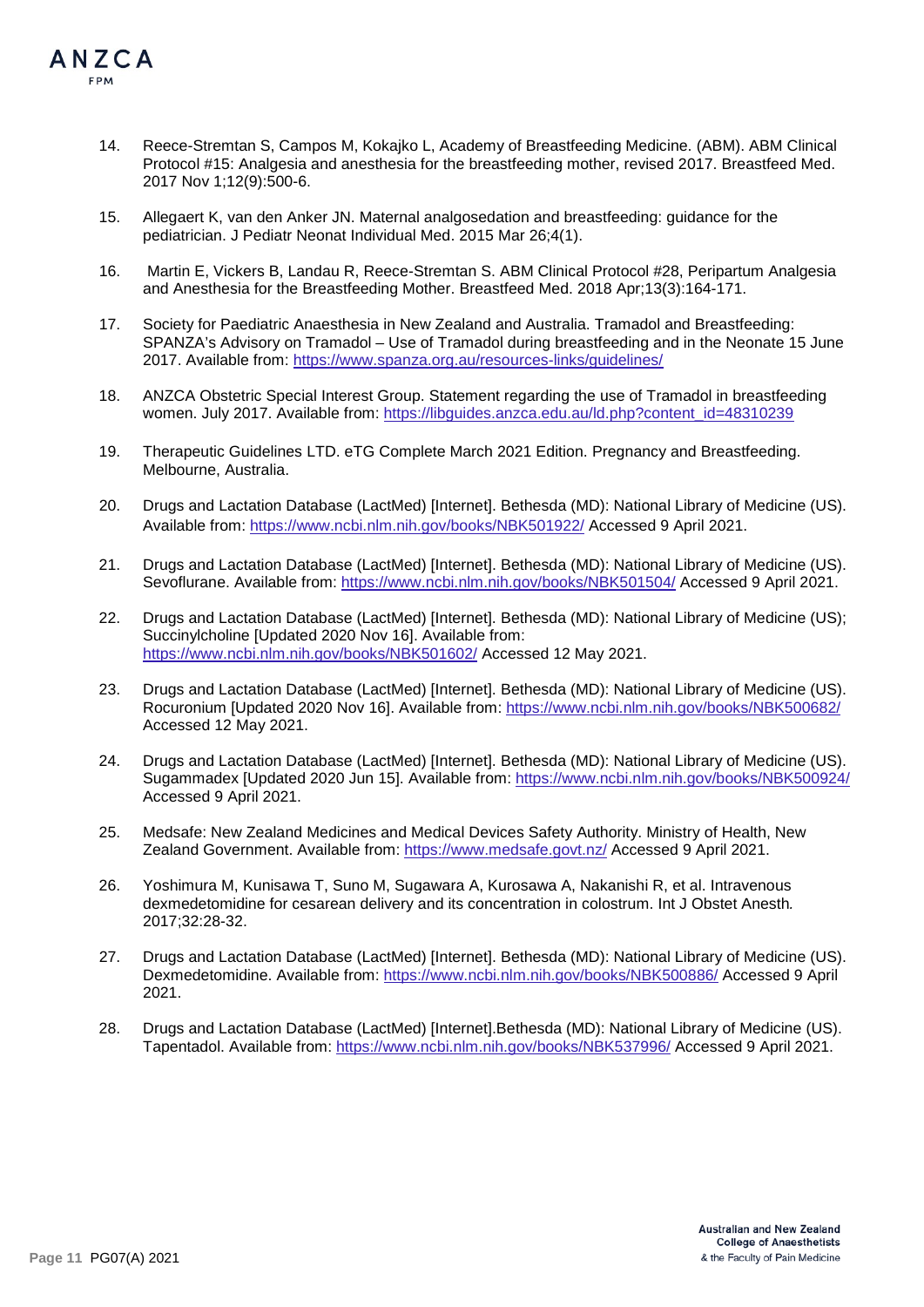14. Reece-Stremtan S, Campos M, Kokajko L, Academy of Breastfeeding Medicine. (ABM). ABM Clinical Protocol #15: Analgesia and anesthesia for the breastfeeding mother, revised 2017. Breastfeed Med. 2017 Nov 1;12(9):500-6.

15. Allegaert K, van den Anker JN. Maternal analgosedation and breastfeeding: guidance for the pediatrician. J Pediatr Neonat Individual Med. 2015 Mar 26;4(1).

16. Martin E, Vickers B, Landau R, Reece-Stremtan S. ABM Clinical Protocol #28, Peripartum Analgesia and Anesthesia for the Breastfeeding Mother. Breastfeed Med. 2018 Apr;13(3):164-171.

17. Society for Paediatric Anaesthesia in New Zealand and Australia. Tramadol and Breastfeeding: SPANZA's Advisory on Tramadol – Use of Tramadol during breastfeeding and in the Neonate 15 June 2017. Available from: https://www.spanza.org.au/resources-links/guidelines/

18. ANZCA Obstetric Special Interest Group. Statement regarding the use of Tramadol in breastfeeding women. July 2017. Available from: https://libguides.anzca.edu.au/ld.php?content_id=48310239

19. Therapeutic Guidelines LTD. eTG Complete March 2021 Edition. Pregnancy and Breastfeeding. Melbourne, Australia.

20. Drugs and Lactation Database (LactMed) [Internet]. Bethesda (MD): National Library of Medicine (US). Available from: https://www.ncbi.nlm.nih.gov/books/NBK501922/ Accessed 9 April 2021.

21. Drugs and Lactation Database (LactMed) [Internet]. Bethesda (MD): National Library of Medicine (US). Sevoflurane. Available from: https://www.ncbi.nlm.nih.gov/books/NBK501504/ Accessed 9 April 2021.

22. Drugs and Lactation Database (LactMed) [Internet]. Bethesda (MD): National Library of Medicine (US); Succinylcholine [Updated 2020 Nov 16]. Available from: https://www.ncbi.nlm.nih.gov/books/NBK501602/ Accessed 12 May 2021.

23. Drugs and Lactation Database (LactMed) [Internet]. Bethesda (MD): National Library of Medicine (US). Rocuronium [Updated 2020 Nov 16]. Available from: https://www.ncbi.nlm.nih.gov/books/NBK500682/ Accessed 12 May 2021.

24. Drugs and Lactation Database (LactMed) [Internet]. Bethesda (MD): National Library of Medicine (US). Sugammadex [Updated 2020 Jun 15]. Available from: https://www.ncbi.nlm.nih.gov/books/NBK500924/ Accessed 9 April 2021.

25. Medsafe: New Zealand Medicines and Medical Devices Safety Authority. Ministry of Health, New Zealand Government. Available from: https://www.medsafe.govt.nz/ Accessed 9 April 2021.

26. Yoshimura M, Kunisawa T, Suno M, Sugawara A, Kurosawa A, Nakanishi R, et al. Intravenous dexmedetomidine for cesarean delivery and its concentration in colostrum. Int J Obstet Anesth. 2017;32:28-32.

27. Drugs and Lactation Database (LactMed) [Internet]. Bethesda (MD): National Library of Medicine (US). Dexmedetomidine. Available from: https://www.ncbi.nlm.nih.gov/books/NBK500886/ Accessed 9 April 2021.

28. Drugs and Lactation Database (LactMed) [Internet].Bethesda (MD): National Library of Medicine (US). Tapentadol. Available from: https://www.ncbi.nlm.nih.gov/books/NBK537996/ Accessed 9 April 2021.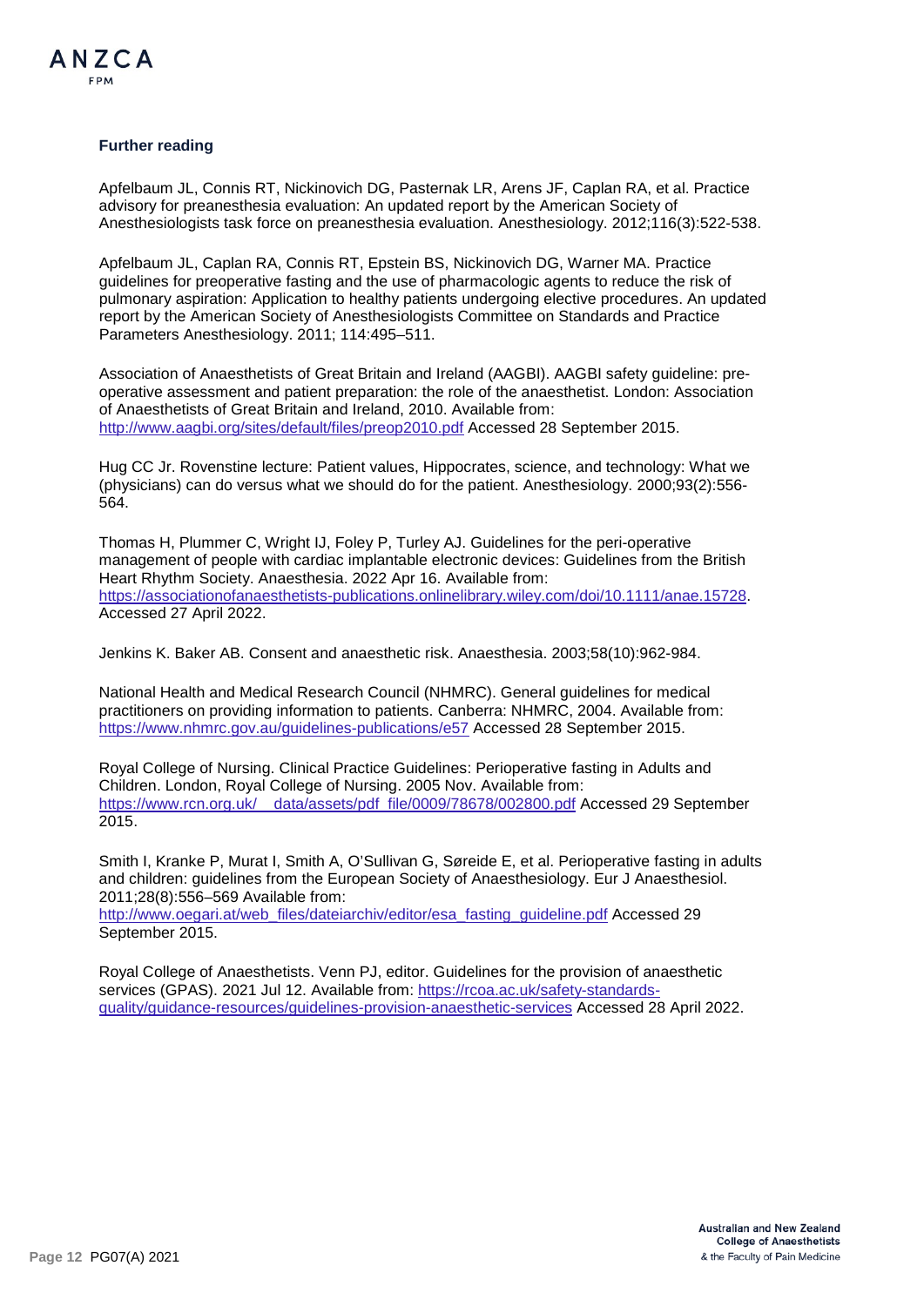### Further reading

Apfelbaum JL, Connis RT, Nickinovich DG, Pasternak LR, Arens JF, Caplan RA, et al. Practice advisory for preanesthesia evaluation: An updated report by the American Society of Anesthesiologists task force on preanesthesia evaluation. Anesthesiology. 2012;116(3):522-538.

Apfelbaum JL, Caplan RA, Connis RT, Epstein BS, Nickinovich DG, Warner MA. Practice guidelines for preoperative fasting and the use of pharmacologic agents to reduce the risk of pulmonary aspiration: Application to healthy patients undergoing elective procedures. An updated report by the American Society of Anesthesiologists Committee on Standards and Practice Parameters Anesthesiology. 2011; 114:495–511.

Association of Anaesthetists of Great Britain and Ireland (AAGBI). AAGBI safety guideline: pre-operative assessment and patient preparation: the role of the anaesthetist. London: Association of Anaesthetists of Great Britain and Ireland, 2010. Available from: http://www.aagbi.org/sites/default/files/preop2010.pdf Accessed 28 September 2015.

Hug CC Jr. Rovenstine lecture: Patient values, Hippocrates, science, and technology: What we (physicians) can do versus what we should do for the patient. Anesthesiology. 2000;93(2):556-564.

Thomas H, Plummer C, Wright IJ, Foley P, Turley AJ. Guidelines for the peri-operative management of people with cardiac implantable electronic devices: Guidelines from the British Heart Rhythm Society. Anaesthesia. 2022 Apr 16. Available from: https://associationofanaesthetists-publications.onlinelibrary.wiley.com/doi/10.1111/anae.15728. Accessed 27 April 2022.

Jenkins K. Baker AB. Consent and anaesthetic risk. Anaesthesia. 2003;58(10):962-984.

National Health and Medical Research Council (NHMRC). General guidelines for medical practitioners on providing information to patients. Canberra: NHMRC, 2004. Available from: https://www.nhmrc.gov.au/guidelines-publications/e57 Accessed 28 September 2015.

Royal College of Nursing. Clinical Practice Guidelines: Perioperative fasting in Adults and Children. London, Royal College of Nursing. 2005 Nov. Available from: https://www.rcn.org.uk/__data/assets/pdf_file/0009/78678/002800.pdf Accessed 29 September 2015.

Smith I, Kranke P, Murat I, Smith A, O'Sullivan G, Søreide E, et al. Perioperative fasting in adults and children: guidelines from the European Society of Anaesthesiology. Eur J Anaesthesiol. 2011;28(8):556–569 Available from: http://www.oegari.at/web_files/dateiarchiv/editor/esa_fasting_guideline.pdf Accessed 29 September 2015.

Royal College of Anaesthetists. Venn PJ, editor. Guidelines for the provision of anaesthetic services (GPAS). 2021 Jul 12. Available from: https://rcoa.ac.uk/safety-standards-quality/guidance-resources/guidelines-provision-anaesthetic-services Accessed 28 April 2022.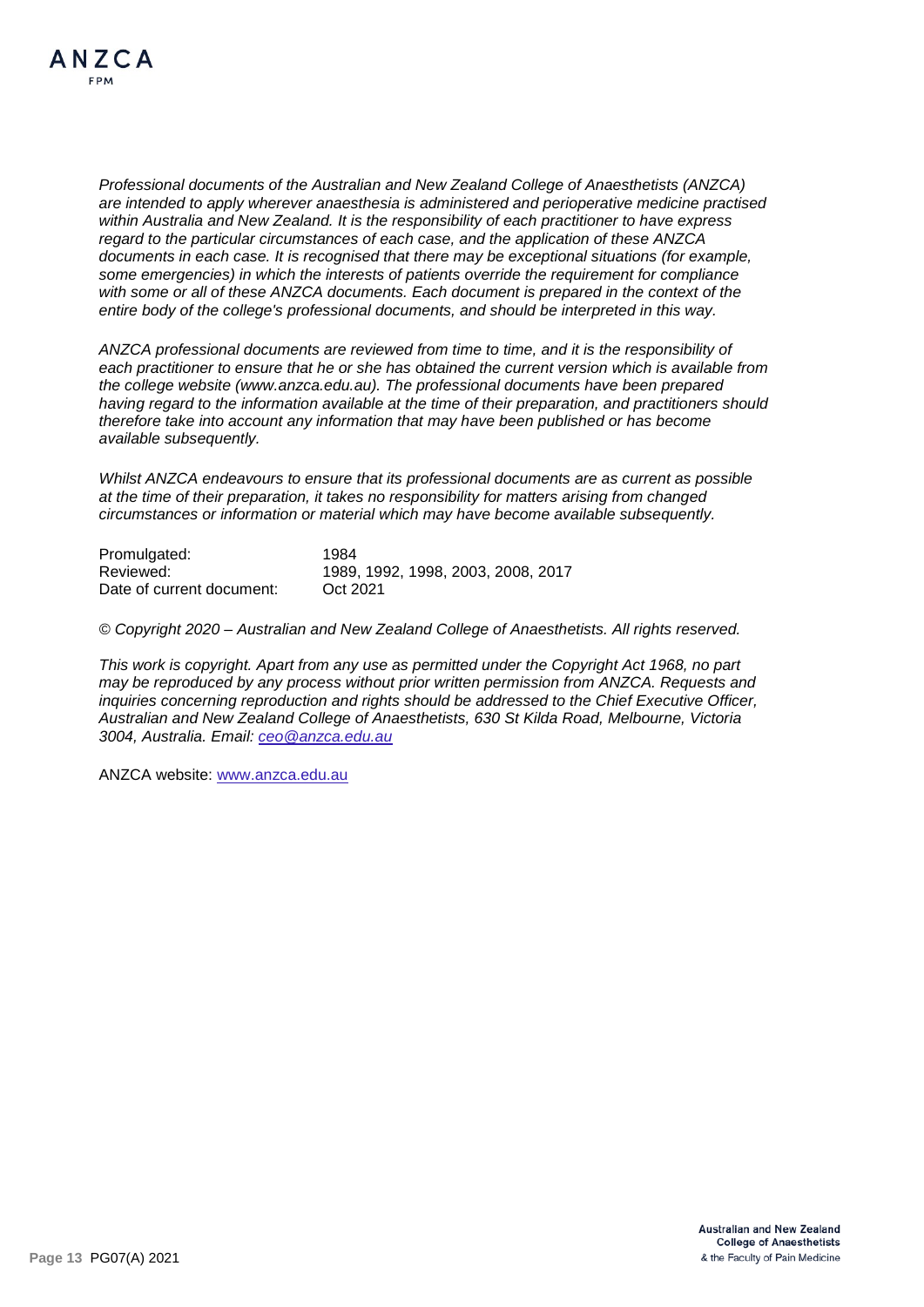*Professional documents of the Australian and New Zealand College of Anaesthetists (ANZCA) are intended to apply wherever anaesthesia is administered and perioperative medicine practised within Australia and New Zealand. It is the responsibility of each practitioner to have express regard to the particular circumstances of each case, and the application of these ANZCA documents in each case. It is recognised that there may be exceptional situations (for example, some emergencies) in which the interests of patients override the requirement for compliance with some or all of these ANZCA documents. Each document is prepared in the context of the entire body of the college's professional documents, and should be interpreted in this way.*

*ANZCA professional documents are reviewed from time to time, and it is the responsibility of each practitioner to ensure that he or she has obtained the current version which is available from the college website (www.anzca.edu.au). The professional documents have been prepared having regard to the information available at the time of their preparation, and practitioners should therefore take into account any information that may have been published or has become available subsequently.*

*Whilst ANZCA endeavours to ensure that its professional documents are as current as possible at the time of their preparation, it takes no responsibility for matters arising from changed circumstances or information or material which may have become available subsequently.*

| | |
|---|---|
| Promulgated: | 1984 |
| Reviewed: | 1989, 1992, 1998, 2003, 2008, 2017 |
| Date of current document: | Oct 2021 |

*© Copyright 2020 – Australian and New Zealand College of Anaesthetists. All rights reserved.*

*This work is copyright. Apart from any use as permitted under the Copyright Act 1968, no part may be reproduced by any process without prior written permission from ANZCA. Requests and inquiries concerning reproduction and rights should be addressed to the Chief Executive Officer, Australian and New Zealand College of Anaesthetists, 630 St Kilda Road, Melbourne, Victoria 3004, Australia. Email: ceo@anzca.edu.au*

ANZCA website: www.anzca.edu.au